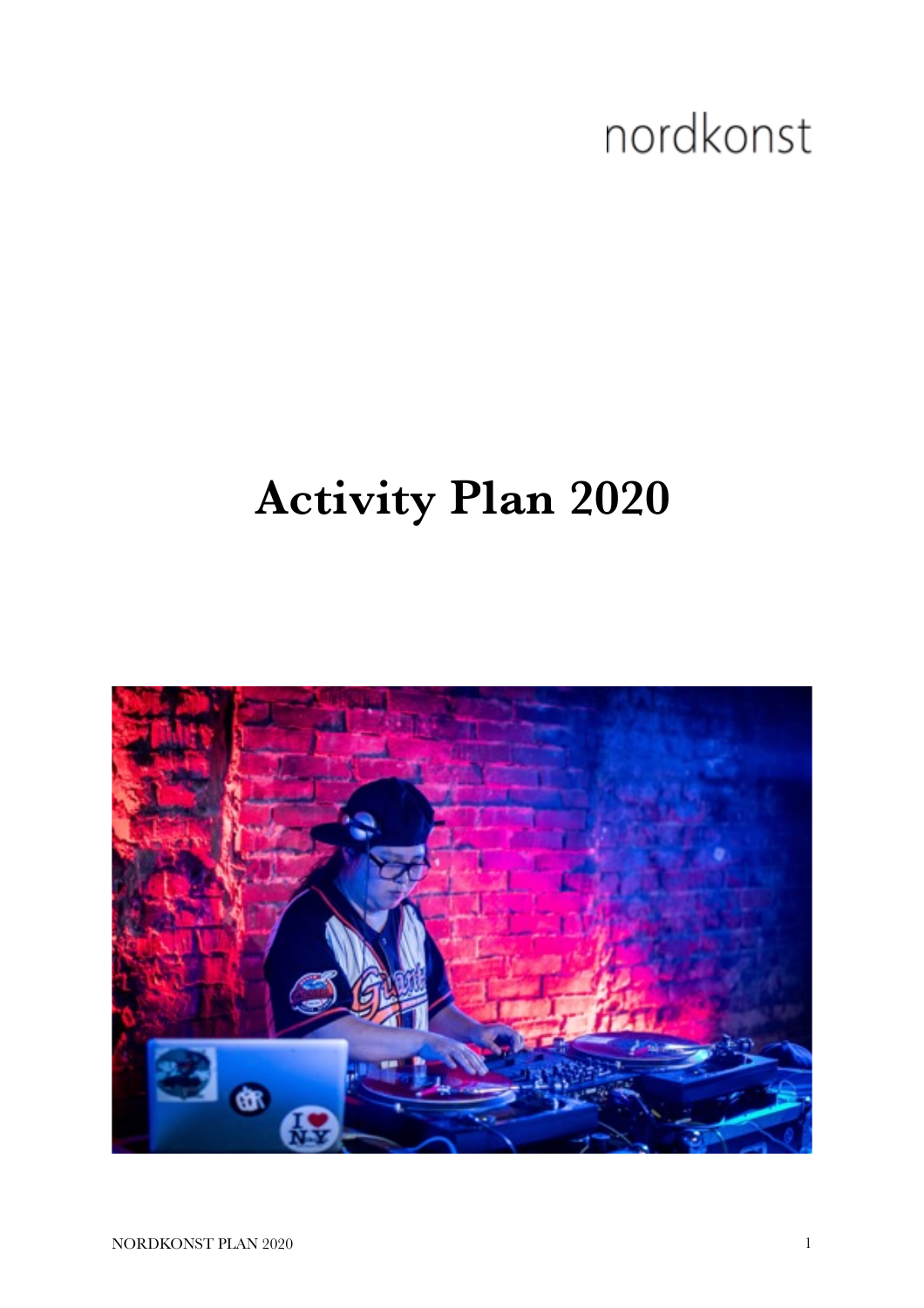nordkonst

# Activity Plan 2020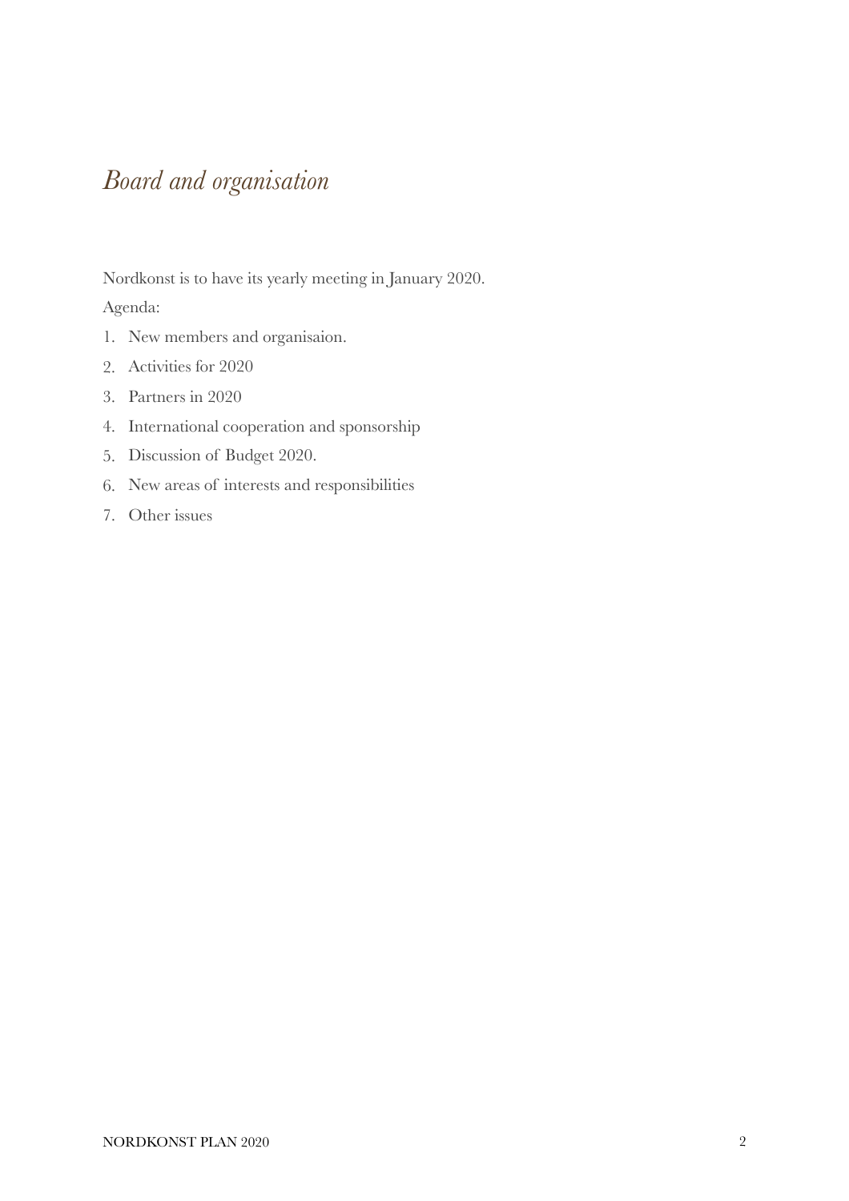# *Board and organisation*

Nordkonst is to have its yearly meeting in January 2020.

Agenda:

1. New members and organisaion.
2. Activities for 2020
3. Partners in 2020
4. International cooperation and sponsorship
5. Discussion of Budget 2020.
6. New areas of interests and responsibilities
7. Other issues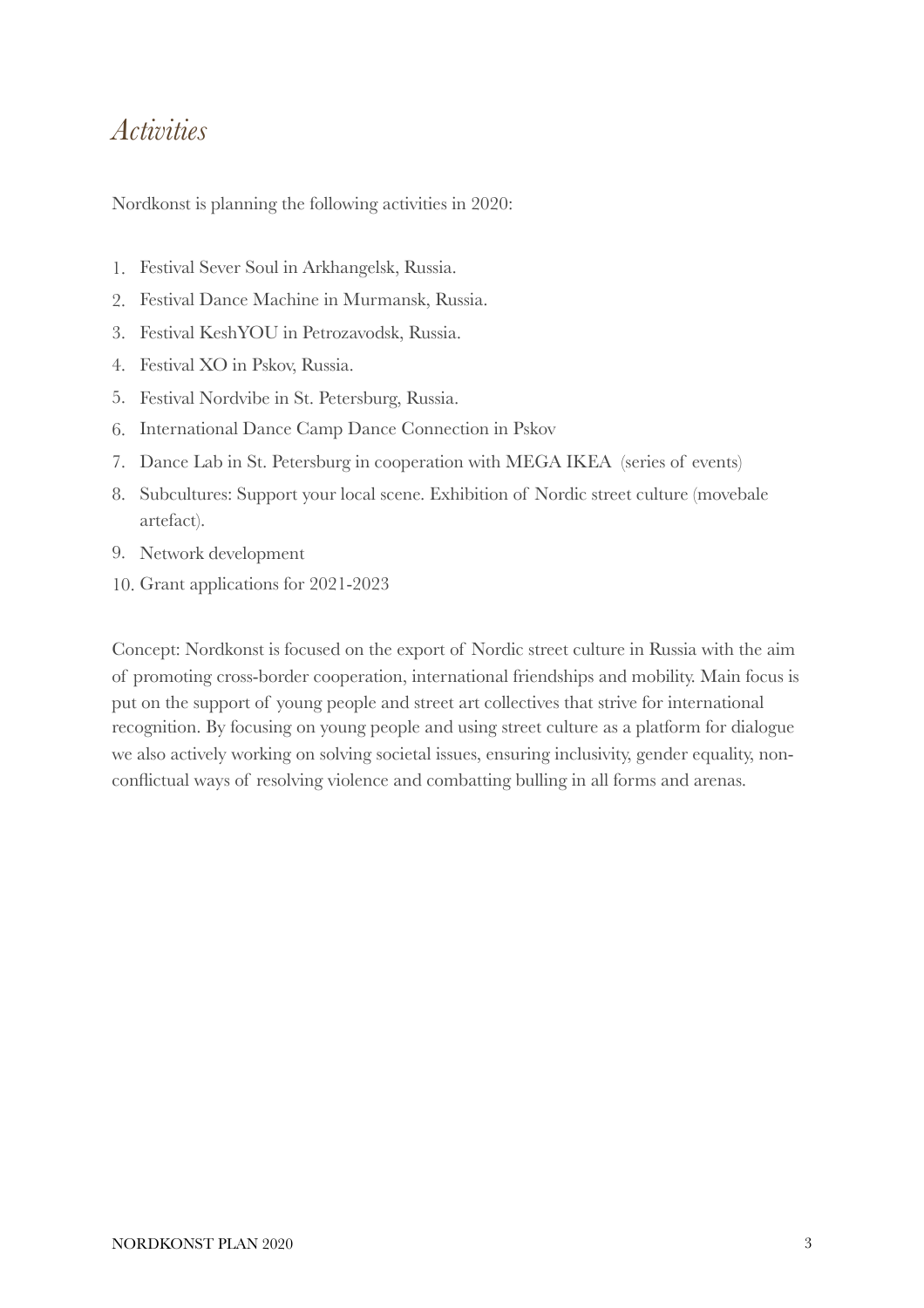# *Activities*

Nordkonst is planning the following activities in 2020:

1. Festival Sever Soul in Arkhangelsk, Russia.
2. Festival Dance Machine in Murmansk, Russia.
3. Festival KeshYOU in Petrozavodsk, Russia.
4. Festival XO in Pskov, Russia.
5. Festival Nordvibe in St. Petersburg, Russia.
6. International Dance Camp Dance Connection in Pskov
7. Dance Lab in St. Petersburg in cooperation with MEGA IKEA (series of events)
8. Subcultures: Support your local scene. Exhibition of Nordic street culture (movebale artefact).
9. Network development
10. Grant applications for 2021-2023

Concept: Nordkonst is focused on the export of Nordic street culture in Russia with the aim of promoting cross-border cooperation, international friendships and mobility. Main focus is put on the support of young people and street art collectives that strive for international recognition. By focusing on young people and using street culture as a platform for dialogue we also actively working on solving societal issues, ensuring inclusivity, gender equality, non-conflictual ways of resolving violence and combatting bulling in all forms and arenas.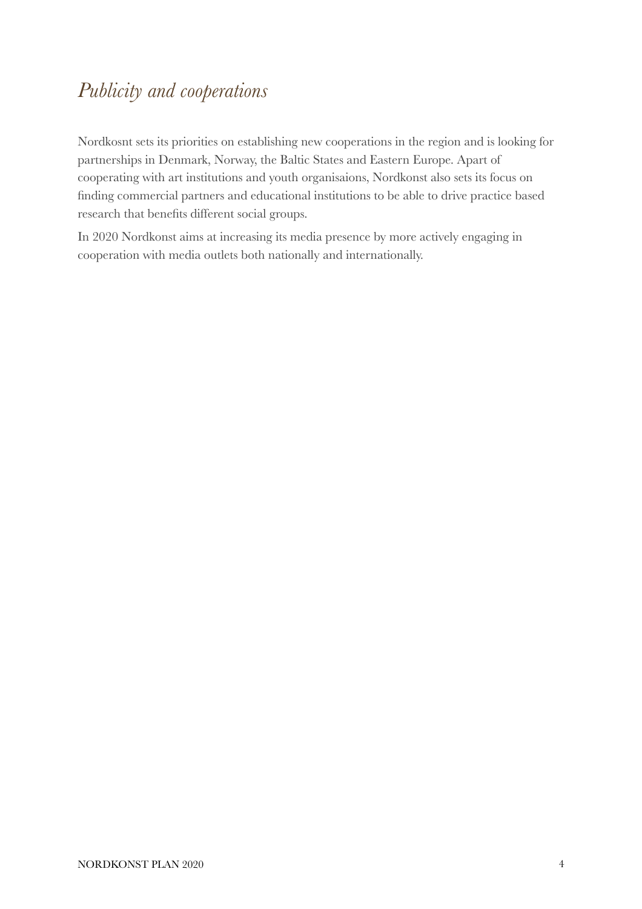## *Publicity and cooperations*

Nordkosnt sets its priorities on establishing new cooperations in the region and is looking for partnerships in Denmark, Norway, the Baltic States and Eastern Europe. Apart of cooperating with art institutions and youth organisaions, Nordkonst also sets its focus on finding commercial partners and educational institutions to be able to drive practice based research that benefits different social groups.

In 2020 Nordkonst aims at increasing its media presence by more actively engaging in cooperation with media outlets both nationally and internationally.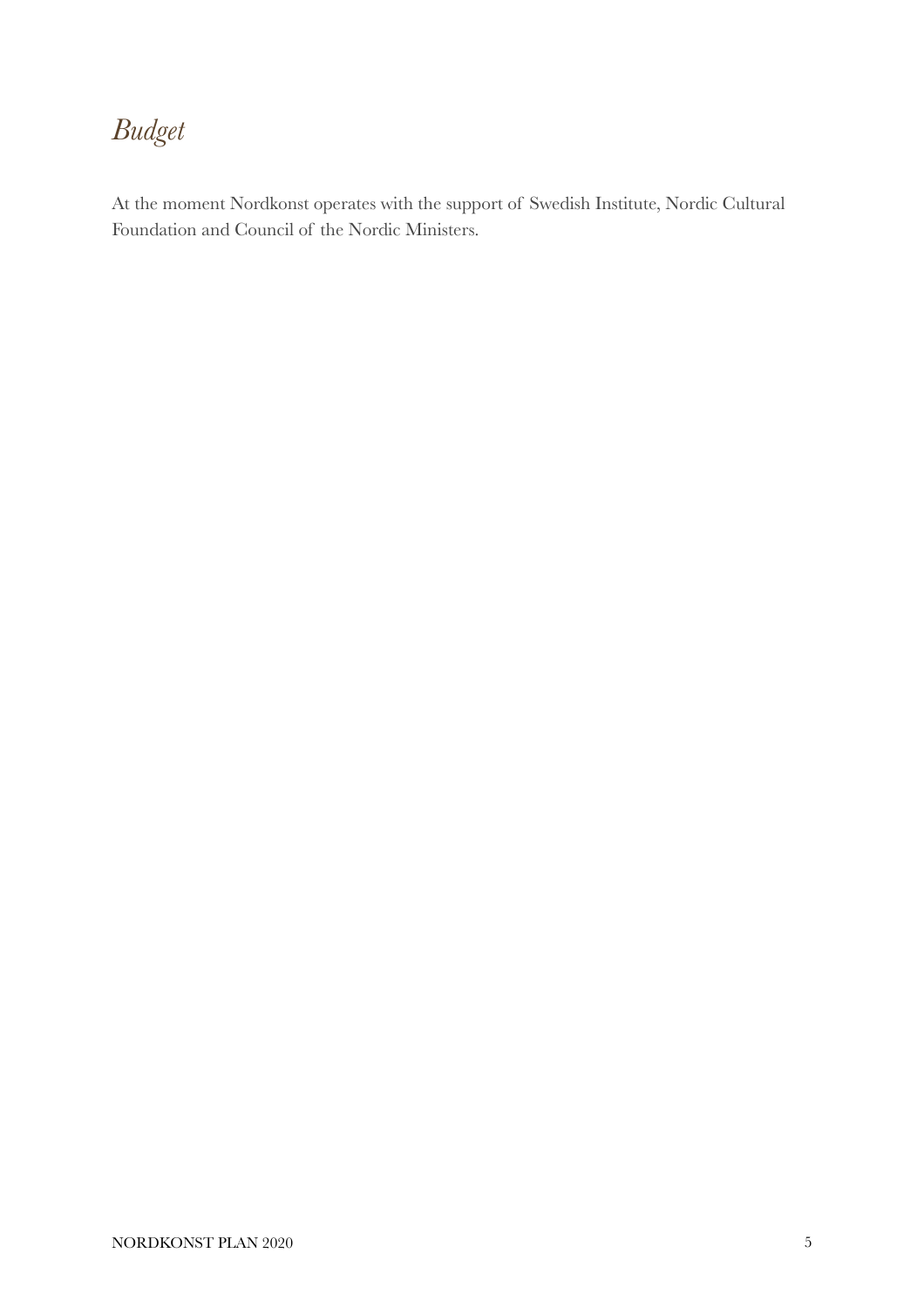# *Budget*

At the moment Nordkonst operates with the support of Swedish Institute, Nordic Cultural Foundation and Council of the Nordic Ministers.